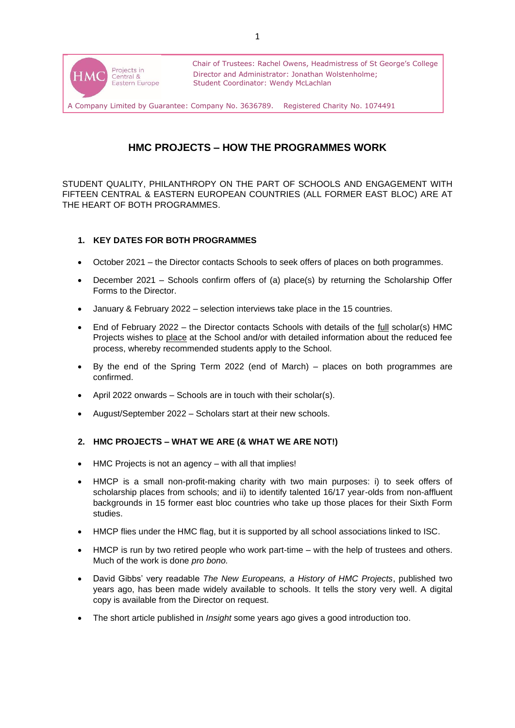HMC Projects in Central & Eastern Europe

Chair of Trustees: Rachel Owens, Headmistress of St George's College
Director and Administrator: Jonathan Wolstenholme;
Student Coordinator: Wendy McLachlan

A Company Limited by Guarantee: Company No. 3636789. Registered Charity No. 1074491

# HMC PROJECTS – HOW THE PROGRAMMES WORK

STUDENT QUALITY, PHILANTHROPY ON THE PART OF SCHOOLS AND ENGAGEMENT WITH FIFTEEN CENTRAL & EASTERN EUROPEAN COUNTRIES (ALL FORMER EAST BLOC) ARE AT THE HEART OF BOTH PROGRAMMES.

## 1. KEY DATES FOR BOTH PROGRAMMES

- October 2021 – the Director contacts Schools to seek offers of places on both programmes.
- December 2021 – Schools confirm offers of (a) place(s) by returning the Scholarship Offer Forms to the Director.
- January & February 2022 – selection interviews take place in the 15 countries.
- End of February 2022 – the Director contacts Schools with details of the full scholar(s) HMC Projects wishes to place at the School and/or with detailed information about the reduced fee process, whereby recommended students apply to the School.
- By the end of the Spring Term 2022 (end of March) – places on both programmes are confirmed.
- April 2022 onwards – Schools are in touch with their scholar(s).
- August/September 2022 – Scholars start at their new schools.

## 2. HMC PROJECTS – WHAT WE ARE (& WHAT WE ARE NOT!)

- HMC Projects is not an agency – with all that implies!
- HMCP is a small non-profit-making charity with two main purposes: i) to seek offers of scholarship places from schools; and ii) to identify talented 16/17 year-olds from non-affluent backgrounds in 15 former east bloc countries who take up those places for their Sixth Form studies.
- HMCP flies under the HMC flag, but it is supported by all school associations linked to ISC.
- HMCP is run by two retired people who work part-time – with the help of trustees and others. Much of the work is done *pro bono.*
- David Gibbs' very readable *The New Europeans, a History of HMC Projects*, published two years ago, has been made widely available to schools. It tells the story very well. A digital copy is available from the Director on request.
- The short article published in *Insight* some years ago gives a good introduction too.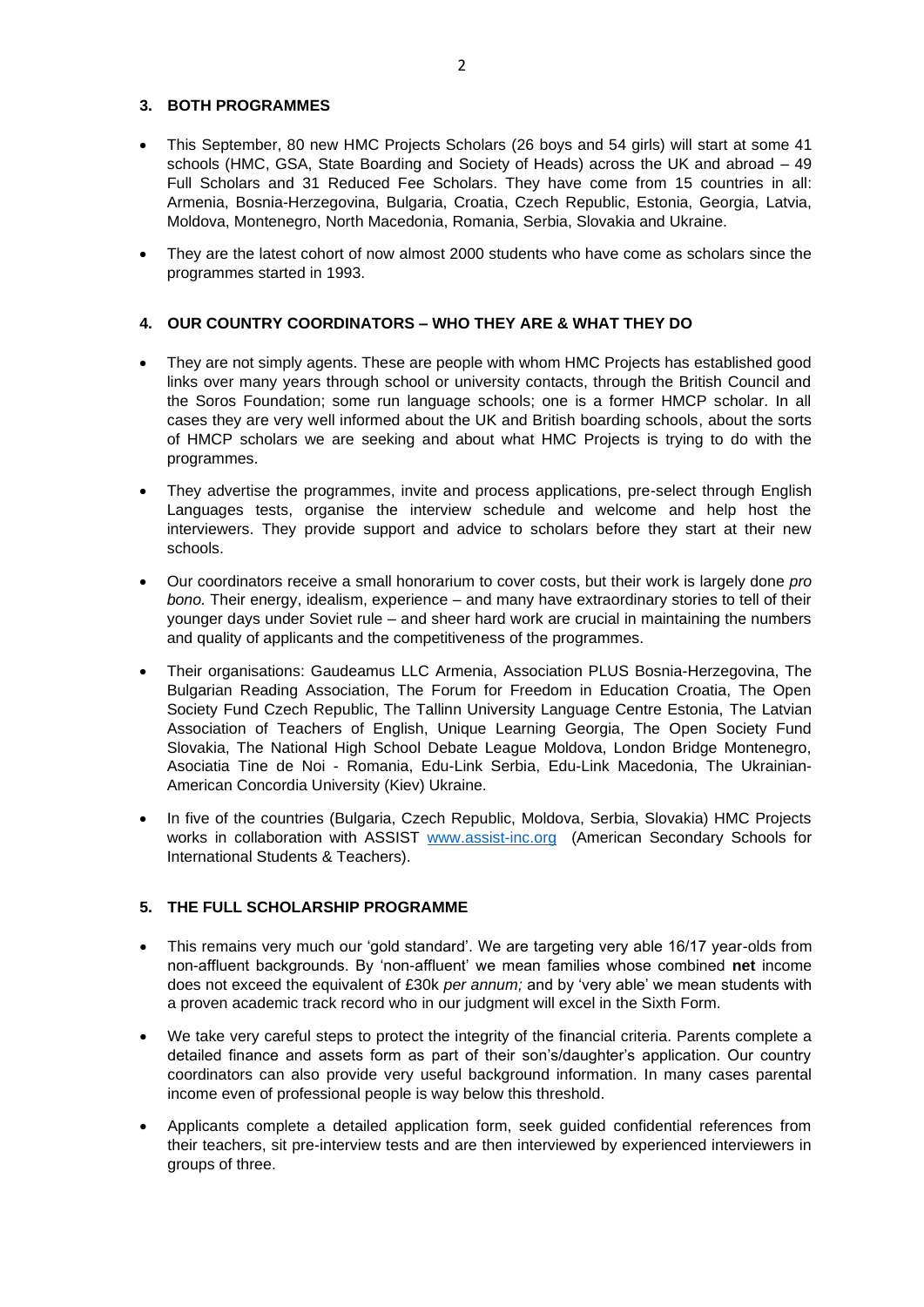## 3. BOTH PROGRAMMES

- This September, 80 new HMC Projects Scholars (26 boys and 54 girls) will start at some 41 schools (HMC, GSA, State Boarding and Society of Heads) across the UK and abroad – 49 Full Scholars and 31 Reduced Fee Scholars. They have come from 15 countries in all: Armenia, Bosnia-Herzegovina, Bulgaria, Croatia, Czech Republic, Estonia, Georgia, Latvia, Moldova, Montenegro, North Macedonia, Romania, Serbia, Slovakia and Ukraine.
- They are the latest cohort of now almost 2000 students who have come as scholars since the programmes started in 1993.

## 4. OUR COUNTRY COORDINATORS – WHO THEY ARE & WHAT THEY DO

- They are not simply agents. These are people with whom HMC Projects has established good links over many years through school or university contacts, through the British Council and the Soros Foundation; some run language schools; one is a former HMCP scholar. In all cases they are very well informed about the UK and British boarding schools, about the sorts of HMCP scholars we are seeking and about what HMC Projects is trying to do with the programmes.
- They advertise the programmes, invite and process applications, pre-select through English Languages tests, organise the interview schedule and welcome and help host the interviewers. They provide support and advice to scholars before they start at their new schools.
- Our coordinators receive a small honorarium to cover costs, but their work is largely done *pro bono.* Their energy, idealism, experience – and many have extraordinary stories to tell of their younger days under Soviet rule – and sheer hard work are crucial in maintaining the numbers and quality of applicants and the competitiveness of the programmes.
- Their organisations: Gaudeamus LLC Armenia, Association PLUS Bosnia-Herzegovina, The Bulgarian Reading Association, The Forum for Freedom in Education Croatia, The Open Society Fund Czech Republic, The Tallinn University Language Centre Estonia, The Latvian Association of Teachers of English, Unique Learning Georgia, The Open Society Fund Slovakia, The National High School Debate League Moldova, London Bridge Montenegro, Asociatia Tine de Noi - Romania, Edu-Link Serbia, Edu-Link Macedonia, The Ukrainian-American Concordia University (Kiev) Ukraine.
- In five of the countries (Bulgaria, Czech Republic, Moldova, Serbia, Slovakia) HMC Projects works in collaboration with ASSIST [www.assist-inc.org](http://www.assist-inc.org) (American Secondary Schools for International Students & Teachers).

## 5. THE FULL SCHOLARSHIP PROGRAMME

- This remains very much our 'gold standard'. We are targeting very able 16/17 year-olds from non-affluent backgrounds. By 'non-affluent' we mean families whose combined **net** income does not exceed the equivalent of £30k *per annum;* and by 'very able' we mean students with a proven academic track record who in our judgment will excel in the Sixth Form.
- We take very careful steps to protect the integrity of the financial criteria. Parents complete a detailed finance and assets form as part of their son's/daughter's application. Our country coordinators can also provide very useful background information. In many cases parental income even of professional people is way below this threshold.
- Applicants complete a detailed application form, seek guided confidential references from their teachers, sit pre-interview tests and are then interviewed by experienced interviewers in groups of three.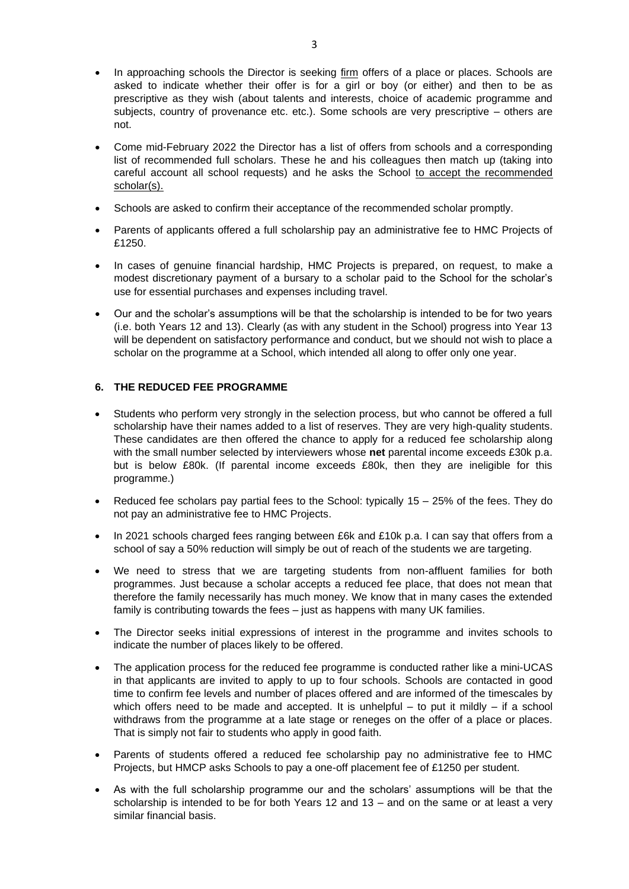- In approaching schools the Director is seeking <u>firm</u> offers of a place or places. Schools are asked to indicate whether their offer is for a girl or boy (or either) and then to be as prescriptive as they wish (about talents and interests, choice of academic programme and subjects, country of provenance etc. etc.). Some schools are very prescriptive – others are not.

- Come mid-February 2022 the Director has a list of offers from schools and a corresponding list of recommended full scholars. These he and his colleagues then match up (taking into careful account all school requests) and he asks the School <u>to accept the recommended scholar(s).</u>

- Schools are asked to confirm their acceptance of the recommended scholar promptly.

- Parents of applicants offered a full scholarship pay an administrative fee to HMC Projects of £1250.

- In cases of genuine financial hardship, HMC Projects is prepared, on request, to make a modest discretionary payment of a bursary to a scholar paid to the School for the scholar's use for essential purchases and expenses including travel.

- Our and the scholar's assumptions will be that the scholarship is intended to be for two years (i.e. both Years 12 and 13). Clearly (as with any student in the School) progress into Year 13 will be dependent on satisfactory performance and conduct, but we should not wish to place a scholar on the programme at a School, which intended all along to offer only one year.

## 6. THE REDUCED FEE PROGRAMME

- Students who perform very strongly in the selection process, but who cannot be offered a full scholarship have their names added to a list of reserves. They are very high-quality students. These candidates are then offered the chance to apply for a reduced fee scholarship along with the small number selected by interviewers whose **net** parental income exceeds £30k p.a. but is below £80k. (If parental income exceeds £80k, then they are ineligible for this programme.)

- Reduced fee scholars pay partial fees to the School: typically 15 – 25% of the fees. They do not pay an administrative fee to HMC Projects.

- In 2021 schools charged fees ranging between £6k and £10k p.a. I can say that offers from a school of say a 50% reduction will simply be out of reach of the students we are targeting.

- We need to stress that we are targeting students from non-affluent families for both programmes. Just because a scholar accepts a reduced fee place, that does not mean that therefore the family necessarily has much money. We know that in many cases the extended family is contributing towards the fees – just as happens with many UK families.

- The Director seeks initial expressions of interest in the programme and invites schools to indicate the number of places likely to be offered.

- The application process for the reduced fee programme is conducted rather like a mini-UCAS in that applicants are invited to apply to up to four schools. Schools are contacted in good time to confirm fee levels and number of places offered and are informed of the timescales by which offers need to be made and accepted. It is unhelpful – to put it mildly – if a school withdraws from the programme at a late stage or reneges on the offer of a place or places. That is simply not fair to students who apply in good faith.

- Parents of students offered a reduced fee scholarship pay no administrative fee to HMC Projects, but HMCP asks Schools to pay a one-off placement fee of £1250 per student.

- As with the full scholarship programme our and the scholars' assumptions will be that the scholarship is intended to be for both Years 12 and 13 – and on the same or at least a very similar financial basis.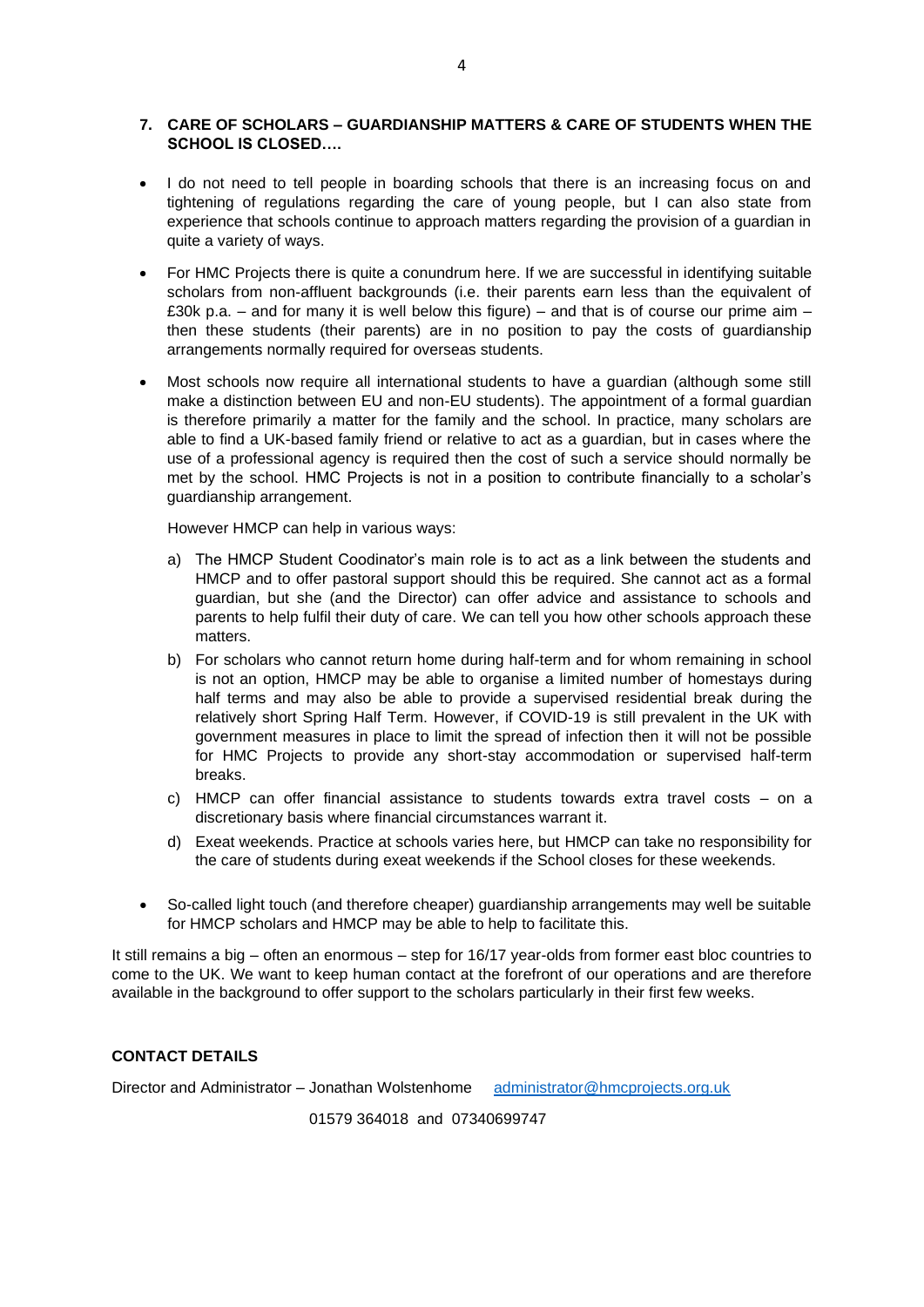### 7. CARE OF SCHOLARS – GUARDIANSHIP MATTERS & CARE OF STUDENTS WHEN THE SCHOOL IS CLOSED….

- I do not need to tell people in boarding schools that there is an increasing focus on and tightening of regulations regarding the care of young people, but I can also state from experience that schools continue to approach matters regarding the provision of a guardian in quite a variety of ways.
- For HMC Projects there is quite a conundrum here. If we are successful in identifying suitable scholars from non-affluent backgrounds (i.e. their parents earn less than the equivalent of £30k p.a. – and for many it is well below this figure) – and that is of course our prime aim – then these students (their parents) are in no position to pay the costs of guardianship arrangements normally required for overseas students.
- Most schools now require all international students to have a guardian (although some still make a distinction between EU and non-EU students). The appointment of a formal guardian is therefore primarily a matter for the family and the school. In practice, many scholars are able to find a UK-based family friend or relative to act as a guardian, but in cases where the use of a professional agency is required then the cost of such a service should normally be met by the school. HMC Projects is not in a position to contribute financially to a scholar's guardianship arrangement.

  However HMCP can help in various ways:

  a) The HMCP Student Coodinator's main role is to act as a link between the students and HMCP and to offer pastoral support should this be required. She cannot act as a formal guardian, but she (and the Director) can offer advice and assistance to schools and parents to help fulfil their duty of care. We can tell you how other schools approach these matters.
  b) For scholars who cannot return home during half-term and for whom remaining in school is not an option, HMCP may be able to organise a limited number of homestays during half terms and may also be able to provide a supervised residential break during the relatively short Spring Half Term. However, if COVID-19 is still prevalent in the UK with government measures in place to limit the spread of infection then it will not be possible for HMC Projects to provide any short-stay accommodation or supervised half-term breaks.
  c) HMCP can offer financial assistance to students towards extra travel costs – on a discretionary basis where financial circumstances warrant it.
  d) Exeat weekends. Practice at schools varies here, but HMCP can take no responsibility for the care of students during exeat weekends if the School closes for these weekends.

- So-called light touch (and therefore cheaper) guardianship arrangements may well be suitable for HMCP scholars and HMCP may be able to help to facilitate this.

It still remains a big – often an enormous – step for 16/17 year-olds from former east bloc countries to come to the UK. We want to keep human contact at the forefront of our operations and are therefore available in the background to offer support to the scholars particularly in their first few weeks.

**CONTACT DETAILS**

Director and Administrator – Jonathan Wolstenhome administrator@hmcprojects.org.uk

01579 364018 and 07340699747